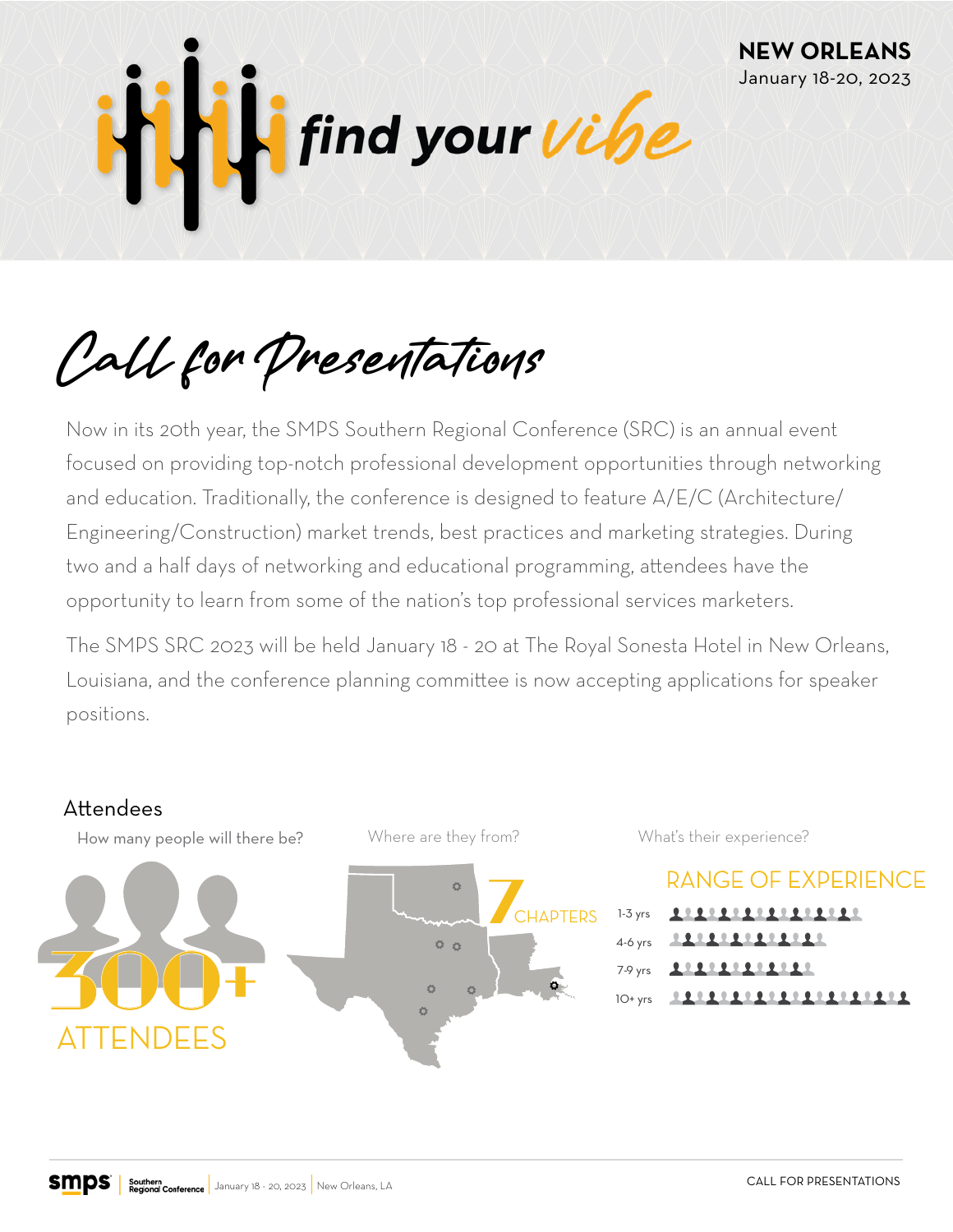**NEW ORLEANS**
January 18-20, 2023

# find your *vibe*

## *Call for Presentations*

Now in its 20th year, the SMPS Southern Regional Conference (SRC) is an annual event focused on providing top-notch professional development opportunities through networking and education. Traditionally, the conference is designed to feature A/E/C (Architecture/Engineering/Construction) market trends, best practices and marketing strategies. During two and a half days of networking and educational programming, attendees have the opportunity to learn from some of the nation's top professional services marketers.

The SMPS SRC 2023 will be held January 18 - 20 at The Royal Sonesta Hotel in New Orleans, Louisiana, and the conference planning committee is now accepting applications for speaker positions.

### Attendees

How many people will there be?

**300+ ATTENDEES**

Where are they from?

**7 CHAPTERS**

What's their experience?

**RANGE OF EXPERIENCE**

- 1-3 yrs
- 4-6 yrs
- 7-9 yrs
- 10+ yrs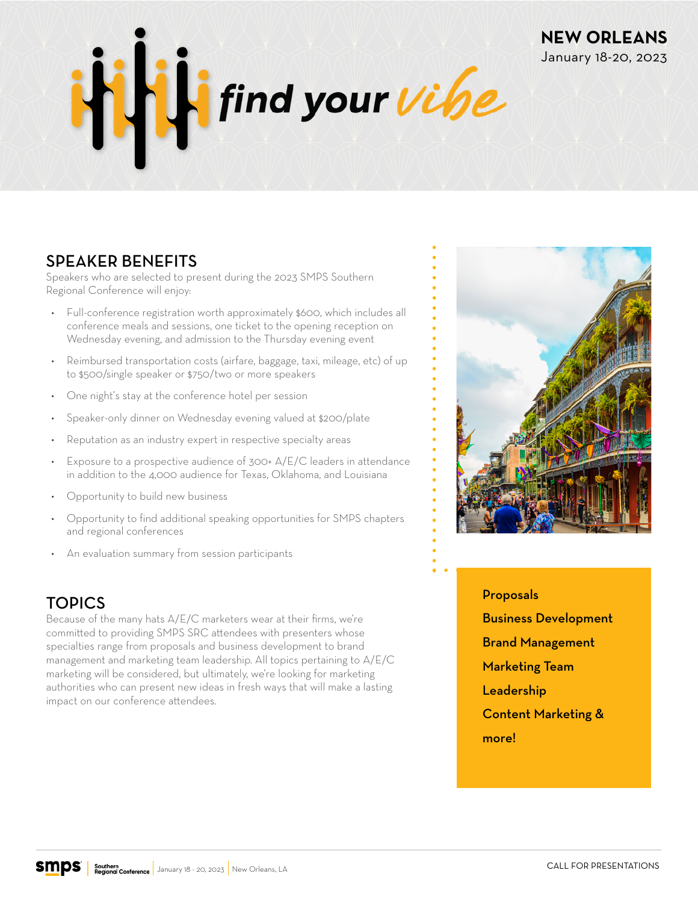NEW ORLEANS
January 18-20, 2023

find your *vibe*

## SPEAKER BENEFITS

Speakers who are selected to present during the 2023 SMPS Southern Regional Conference will enjoy:

- Full-conference registration worth approximately $600, which includes all conference meals and sessions, one ticket to the opening reception on Wednesday evening, and admission to the Thursday evening event
- Reimbursed transportation costs (airfare, baggage, taxi, mileage, etc) of up to $500/single speaker or $750/two or more speakers
- One night's stay at the conference hotel per session
- Speaker-only dinner on Wednesday evening valued at $200/plate
- Reputation as an industry expert in respective specialty areas
- Exposure to a prospective audience of 300+ A/E/C leaders in attendance in addition to the 4,000 audience for Texas, Oklahoma, and Louisiana
- Opportunity to build new business
- Opportunity to find additional speaking opportunities for SMPS chapters and regional conferences
- An evaluation summary from session participants

## TOPICS

Because of the many hats A/E/C marketers wear at their firms, we're committed to providing SMPS SRC attendees with presenters whose specialties range from proposals and business development to brand management and marketing team leadership. All topics pertaining to A/E/C marketing will be considered, but ultimately, we're looking for marketing authorities who can present new ideas in fresh ways that will make a lasting impact on our conference attendees.

**Proposals**
**Business Development**
**Brand Management**
**Marketing Team**
**Leadership**
**Content Marketing &**
**more!**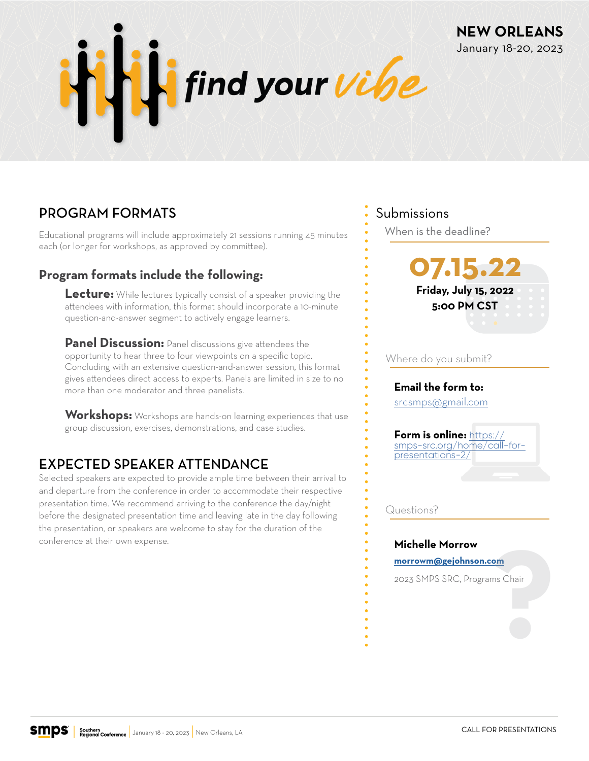# find your vibe

**NEW ORLEANS**
January 18-20, 2023

## PROGRAM FORMATS

Educational programs will include approximately 21 sessions running 45 minutes each (or longer for workshops, as approved by committee).

### Program formats include the following:

**Lecture:** While lectures typically consist of a speaker providing the attendees with information, this format should incorporate a 10-minute question-and-answer segment to actively engage learners.

**Panel Discussion:** Panel discussions give attendees the opportunity to hear three to four viewpoints on a specific topic. Concluding with an extensive question-and-answer session, this format gives attendees direct access to experts. Panels are limited in size to no more than one moderator and three panelists.

**Workshops:** Workshops are hands-on learning experiences that use group discussion, exercises, demonstrations, and case studies.

## EXPECTED SPEAKER ATTENDANCE

Selected speakers are expected to provide ample time between their arrival to and departure from the conference in order to accommodate their respective presentation time. We recommend arriving to the conference the day/night before the designated presentation time and leaving late in the day following the presentation, or speakers are welcome to stay for the duration of the conference at their own expense.

## Submissions

### When is the deadline?

**07.15.22**

**Friday, July 15, 2022**
**5:00 PM CST**

### Where do you submit?

**Email the form to:**
srcsmps@gmail.com

**Form is online:** https://smps-src.org/home/call-for-presentations-2/

### Questions?

**Michelle Morrow**
**morrowm@gejohnson.com**
2023 SMPS SRC, Programs Chair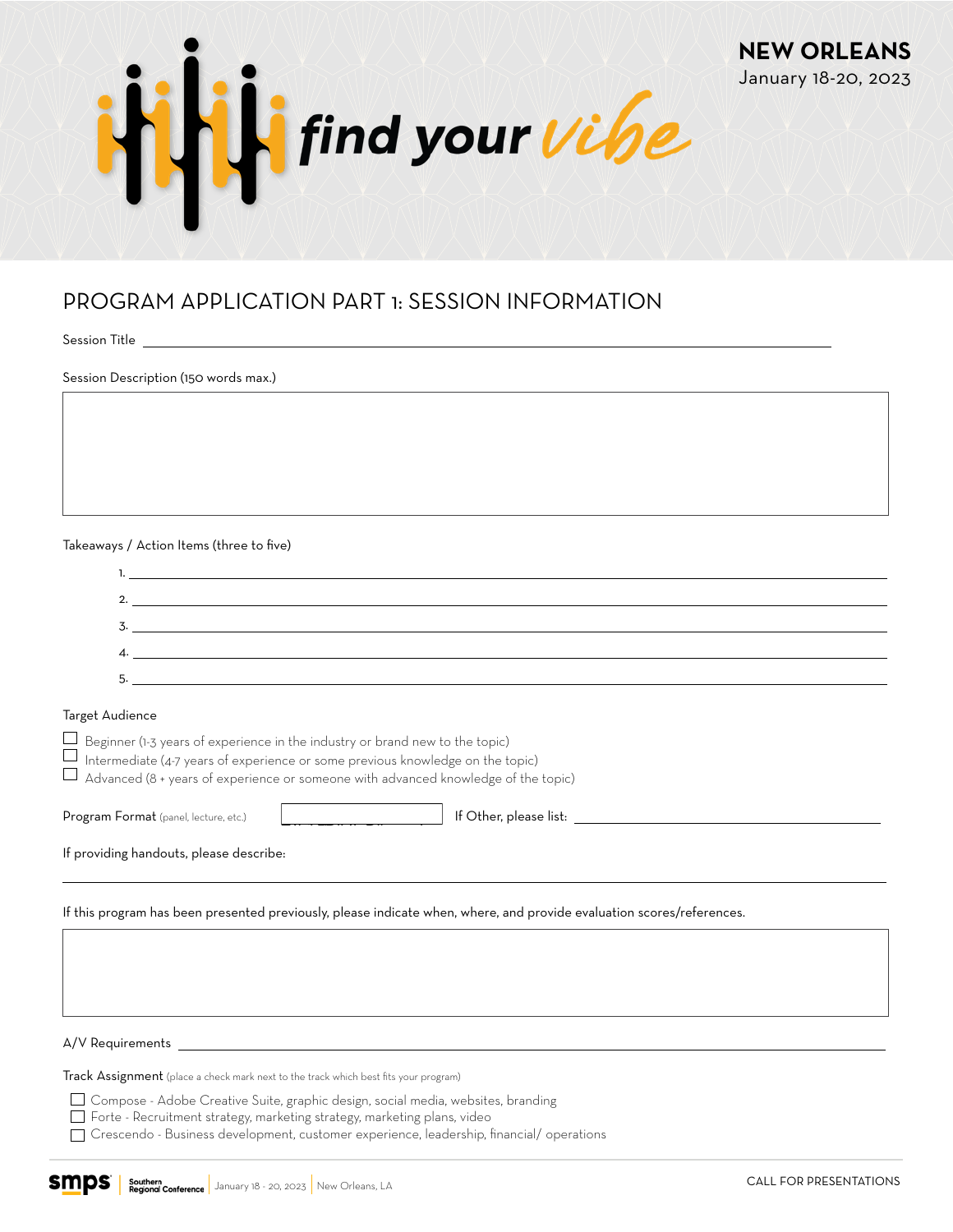NEW ORLEANS
January 18-20, 2023

find your vibe

# PROGRAM APPLICATION PART 1: SESSION INFORMATION

Session Title ______________________________

Session Description (150 words max.)

Takeaways / Action Items (three to five)

1. ______________________________
2. ______________________________
3. ______________________________
4. ______________________________
5. ______________________________

Target Audience

- ☐ Beginner (1-3 years of experience in the industry or brand new to the topic)
- ☐ Intermediate (4-7 years of experience or some previous knowledge on the topic)
- ☐ Advanced (8 + years of experience or someone with advanced knowledge of the topic)

Program Format (panel, lecture, etc.) ______________ If Other, please list: ______________________________

If providing handouts, please describe:

______________________________

If this program has been presented previously, please indicate when, where, and provide evaluation scores/references.

A/V Requirements ______________________________

Track Assignment (place a check mark next to the track which best fits your program)

- ☐ Compose - Adobe Creative Suite, graphic design, social media, websites, branding
- ☐ Forte - Recruitment strategy, marketing strategy, marketing plans, video
- ☐ Crescendo - Business development, customer experience, leadership, financial/ operations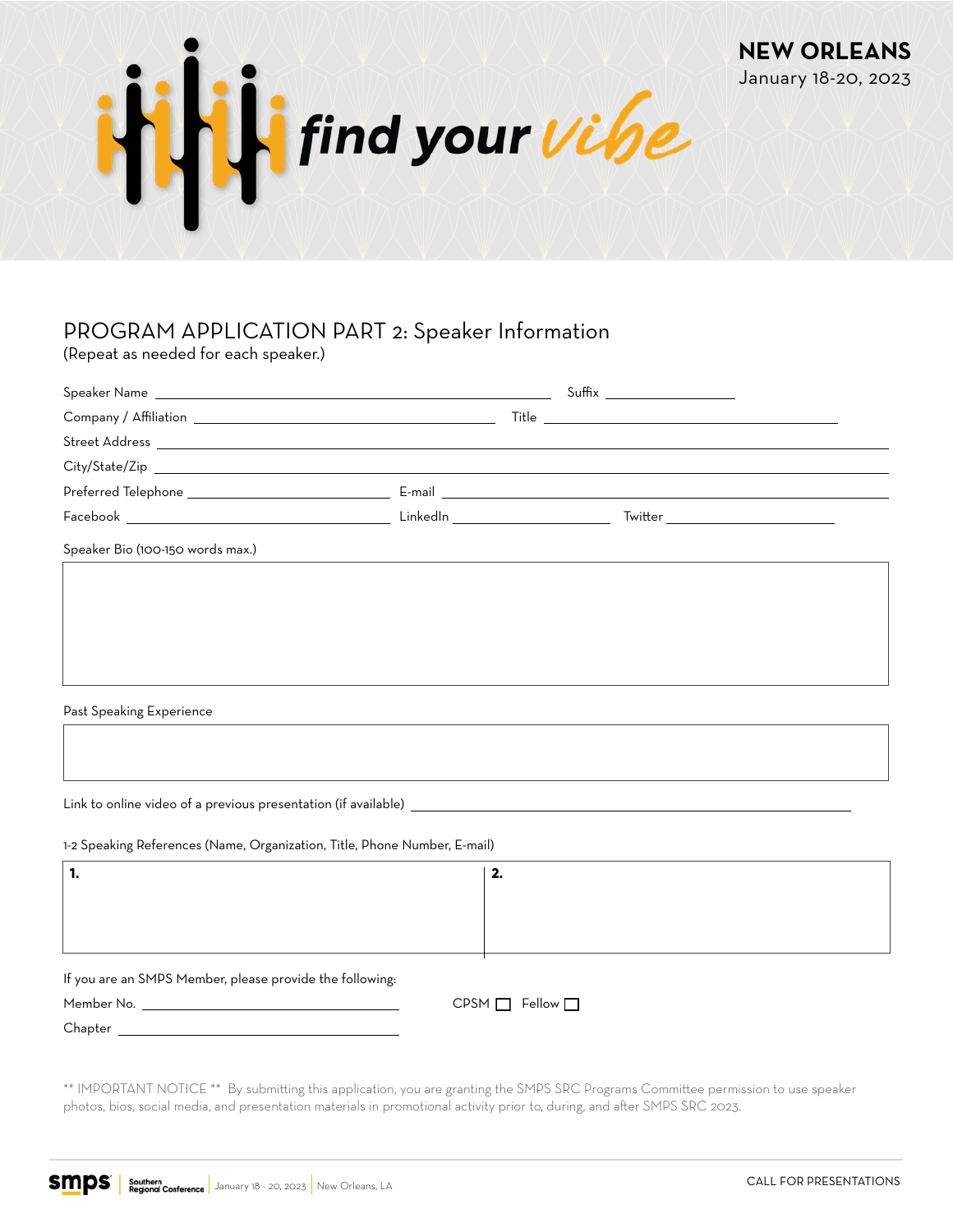NEW ORLEANS
January 18-20, 2023

find your vibe

## PROGRAM APPLICATION PART 2: Speaker Information

(Repeat as needed for each speaker.)

Speaker Name ______________________ Suffix __________

Company / Affiliation ______________________ Title ______________________

Street Address ______________________

City/State/Zip ______________________

Preferred Telephone ______________ E-mail ______________________

Facebook ______________ LinkedIn ______________ Twitter ______________

Speaker Bio (100-150 words max.)

Past Speaking Experience

Link to online video of a previous presentation (if available) ______________________

1-2 Speaking References (Name, Organization, Title, Phone Number, E-mail)

| | |
|---|---|
| **1.** | **2.** |

If you are an SMPS Member, please provide the following:

Member No. ______________________ CPSM ☐ Fellow ☐

Chapter ______________________

** IMPORTANT NOTICE ** By submitting this application, you are granting the SMPS SRC Programs Committee permission to use speaker photos, bios, social media, and presentation materials in promotional activity prior to, during, and after SMPS SRC 2023.